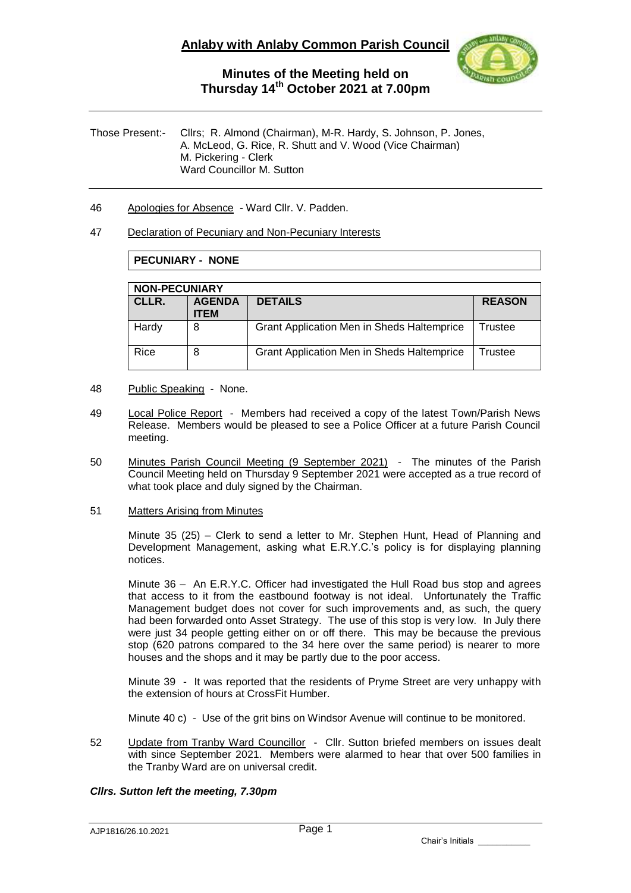# Anlaby with Anlaby Common Parish Council

## Minutes of the Meeting held on Thursday 14th October 2021 at 7.00pm

Those Present:- Cllrs; R. Almond (Chairman), M-R. Hardy, S. Johnson, P. Jones, A. McLeod, G. Rice, R. Shutt and V. Wood (Vice Chairman)
M. Pickering - Clerk
Ward Councillor M. Sutton

46 Apologies for Absence - Ward Cllr. V. Padden.

47 Declaration of Pecuniary and Non-Pecuniary Interests

| **PECUNIARY - NONE** |
|---|

| **NON-PECUNIARY** | | | |
|---|---|---|---|
| **CLLR.** | **AGENDA ITEM** | **DETAILS** | **REASON** |
| Hardy | 8 | Grant Application Men in Sheds Haltemprice | Trustee |
| Rice | 8 | Grant Application Men in Sheds Haltemprice | Trustee |

48 Public Speaking - None.

49 Local Police Report - Members had received a copy of the latest Town/Parish News Release. Members would be pleased to see a Police Officer at a future Parish Council meeting.

50 Minutes Parish Council Meeting (9 September 2021) - The minutes of the Parish Council Meeting held on Thursday 9 September 2021 were accepted as a true record of what took place and duly signed by the Chairman.

51 Matters Arising from Minutes

Minute 35 (25) – Clerk to send a letter to Mr. Stephen Hunt, Head of Planning and Development Management, asking what E.R.Y.C.'s policy is for displaying planning notices.

Minute 36 – An E.R.Y.C. Officer had investigated the Hull Road bus stop and agrees that access to it from the eastbound footway is not ideal. Unfortunately the Traffic Management budget does not cover for such improvements and, as such, the query had been forwarded onto Asset Strategy. The use of this stop is very low. In July there were just 34 people getting either on or off there. This may be because the previous stop (620 patrons compared to the 34 here over the same period) is nearer to more houses and the shops and it may be partly due to the poor access.

Minute 39 - It was reported that the residents of Pryme Street are very unhappy with the extension of hours at CrossFit Humber.

Minute 40 c) - Use of the grit bins on Windsor Avenue will continue to be monitored.

52 Update from Tranby Ward Councillor - Cllr. Sutton briefed members on issues dealt with since September 2021. Members were alarmed to hear that over 500 families in the Tranby Ward are on universal credit.

***Cllrs. Sutton left the meeting, 7.30pm***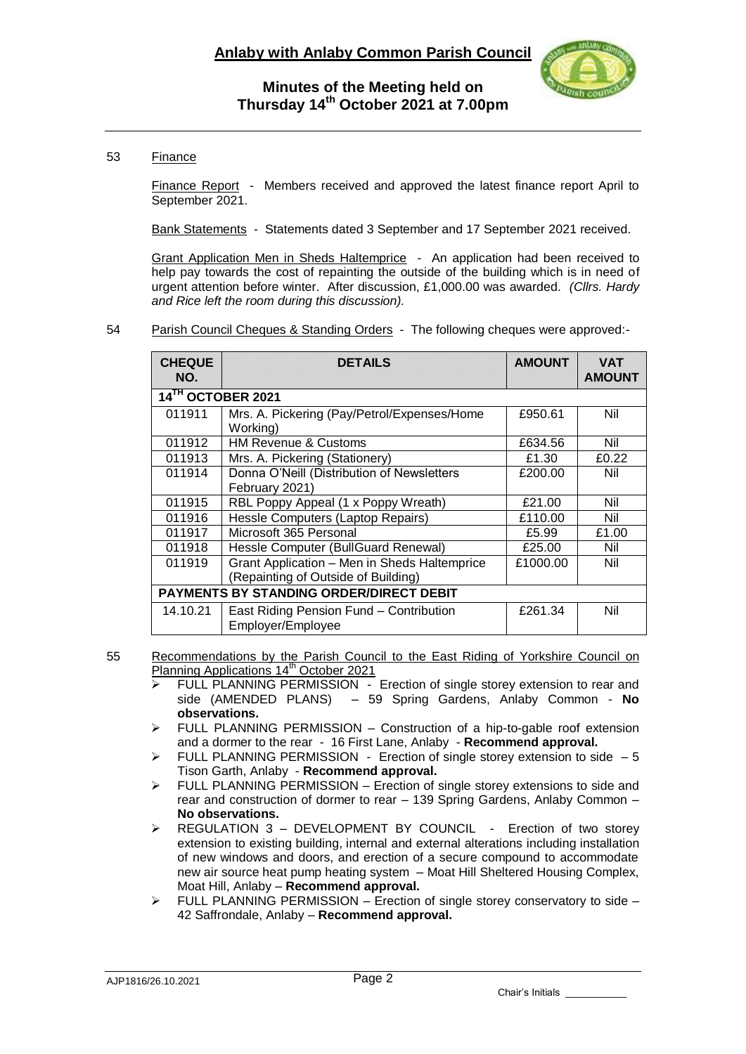# Anlaby with Anlaby Common Parish Council

## Minutes of the Meeting held on Thursday 14th October 2021 at 7.00pm

53 Finance

Finance Report - Members received and approved the latest finance report April to September 2021.

Bank Statements - Statements dated 3 September and 17 September 2021 received.

Grant Application Men in Sheds Haltemprice - An application had been received to help pay towards the cost of repainting the outside of the building which is in need of urgent attention before winter. After discussion, £1,000.00 was awarded. *(Cllrs. Hardy and Rice left the room during this discussion).*

54 Parish Council Cheques & Standing Orders - The following cheques were approved:-

| CHEQUE NO. | DETAILS | AMOUNT | VAT AMOUNT |
|---|---|---|---|
| **14TH OCTOBER 2021** | | | |
| 011911 | Mrs. A. Pickering (Pay/Petrol/Expenses/Home Working) | £950.61 | Nil |
| 011912 | HM Revenue & Customs | £634.56 | Nil |
| 011913 | Mrs. A. Pickering (Stationery) | £1.30 | £0.22 |
| 011914 | Donna O'Neill (Distribution of Newsletters February 2021) | £200.00 | Nil |
| 011915 | RBL Poppy Appeal (1 x Poppy Wreath) | £21.00 | Nil |
| 011916 | Hessle Computers (Laptop Repairs) | £110.00 | Nil |
| 011917 | Microsoft 365 Personal | £5.99 | £1.00 |
| 011918 | Hessle Computer (BullGuard Renewal) | £25.00 | Nil |
| 011919 | Grant Application – Men in Sheds Haltemprice (Repainting of Outside of Building) | £1000.00 | Nil |
| **PAYMENTS BY STANDING ORDER/DIRECT DEBIT** | | | |
| 14.10.21 | East Riding Pension Fund – Contribution Employer/Employee | £261.34 | Nil |

55 Recommendations by the Parish Council to the East Riding of Yorkshire Council on Planning Applications 14th October 2021

- FULL PLANNING PERMISSION - Erection of single storey extension to rear and side (AMENDED PLANS) – 59 Spring Gardens, Anlaby Common - **No observations.**
- FULL PLANNING PERMISSION – Construction of a hip-to-gable roof extension and a dormer to the rear - 16 First Lane, Anlaby - **Recommend approval.**
- FULL PLANNING PERMISSION - Erection of single storey extension to side – 5 Tison Garth, Anlaby - **Recommend approval.**
- FULL PLANNING PERMISSION – Erection of single storey extensions to side and rear and construction of dormer to rear – 139 Spring Gardens, Anlaby Common – **No observations.**
- REGULATION 3 – DEVELOPMENT BY COUNCIL - Erection of two storey extension to existing building, internal and external alterations including installation of new windows and doors, and erection of a secure compound to accommodate new air source heat pump heating system – Moat Hill Sheltered Housing Complex, Moat Hill, Anlaby – **Recommend approval.**
- FULL PLANNING PERMISSION – Erection of single storey conservatory to side – 42 Saffrondale, Anlaby – **Recommend approval.**

AJP1816/26.10.2021

Chair's Initials ___________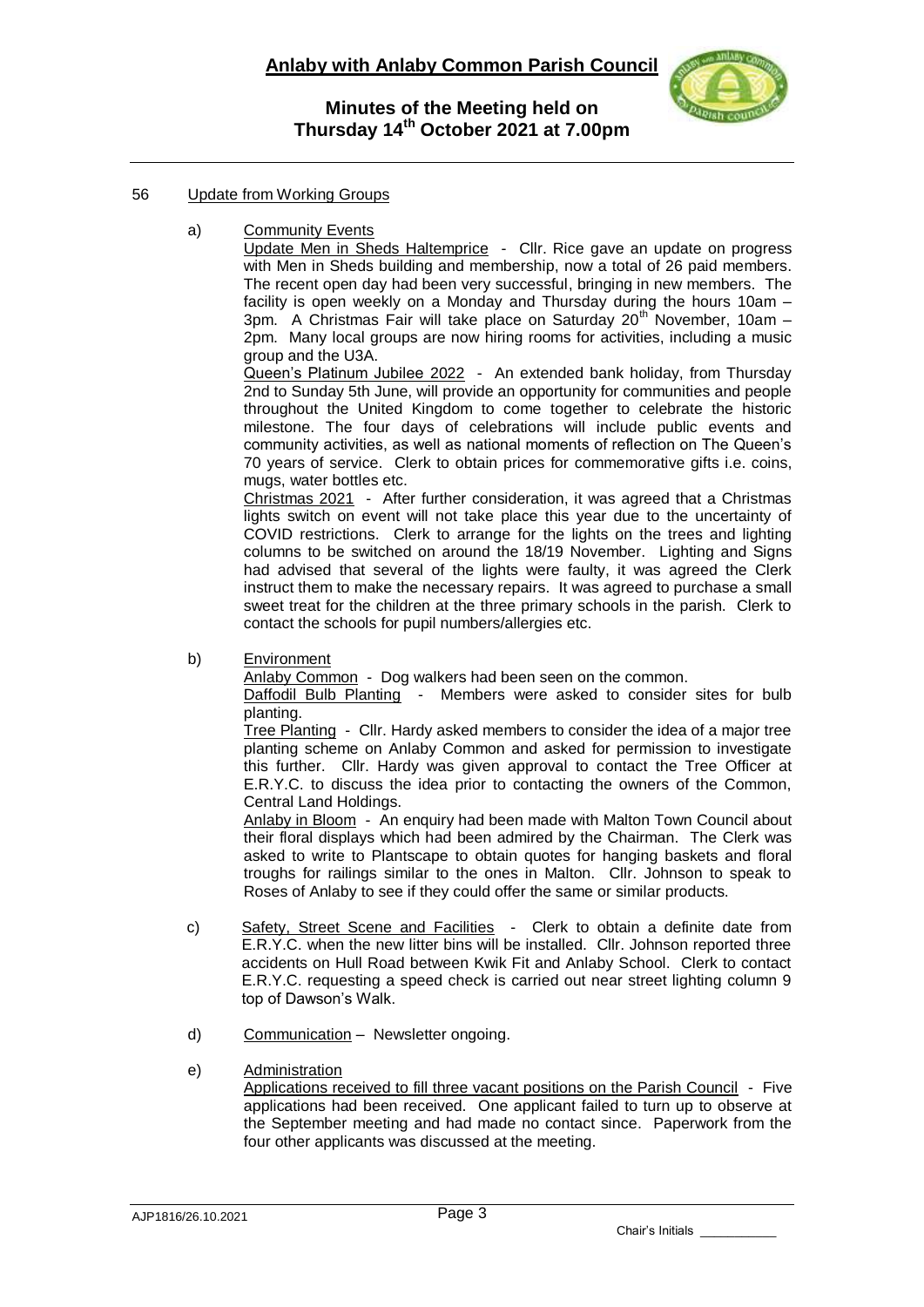## 56 Update from Working Groups

### a) Community Events

Update Men in Sheds Haltemprice - Cllr. Rice gave an update on progress with Men in Sheds building and membership, now a total of 26 paid members. The recent open day had been very successful, bringing in new members. The facility is open weekly on a Monday and Thursday during the hours 10am – 3pm. A Christmas Fair will take place on Saturday 20th November, 10am – 2pm. Many local groups are now hiring rooms for activities, including a music group and the U3A.

Queen's Platinum Jubilee 2022 - An extended bank holiday, from Thursday 2nd to Sunday 5th June, will provide an opportunity for communities and people throughout the United Kingdom to come together to celebrate the historic milestone. The four days of celebrations will include public events and community activities, as well as national moments of reflection on The Queen's 70 years of service. Clerk to obtain prices for commemorative gifts i.e. coins, mugs, water bottles etc.

Christmas 2021 - After further consideration, it was agreed that a Christmas lights switch on event will not take place this year due to the uncertainty of COVID restrictions. Clerk to arrange for the lights on the trees and lighting columns to be switched on around the 18/19 November. Lighting and Signs had advised that several of the lights were faulty, it was agreed the Clerk instruct them to make the necessary repairs. It was agreed to purchase a small sweet treat for the children at the three primary schools in the parish. Clerk to contact the schools for pupil numbers/allergies etc.

### b) Environment

Anlaby Common - Dog walkers had been seen on the common.

Daffodil Bulb Planting - Members were asked to consider sites for bulb planting.

Tree Planting - Cllr. Hardy asked members to consider the idea of a major tree planting scheme on Anlaby Common and asked for permission to investigate this further. Cllr. Hardy was given approval to contact the Tree Officer at E.R.Y.C. to discuss the idea prior to contacting the owners of the Common, Central Land Holdings.

Anlaby in Bloom - An enquiry had been made with Malton Town Council about their floral displays which had been admired by the Chairman. The Clerk was asked to write to Plantscape to obtain quotes for hanging baskets and floral troughs for railings similar to the ones in Malton. Cllr. Johnson to speak to Roses of Anlaby to see if they could offer the same or similar products.

### c) Safety, Street Scene and Facilities

Clerk to obtain a definite date from E.R.Y.C. when the new litter bins will be installed. Cllr. Johnson reported three accidents on Hull Road between Kwik Fit and Anlaby School. Clerk to contact E.R.Y.C. requesting a speed check is carried out near street lighting column 9 top of Dawson's Walk.

### d) Communication

Newsletter ongoing.

### e) Administration

Applications received to fill three vacant positions on the Parish Council - Five applications had been received. One applicant failed to turn up to observe at the September meeting and had made no contact since. Paperwork from the four other applicants was discussed at the meeting.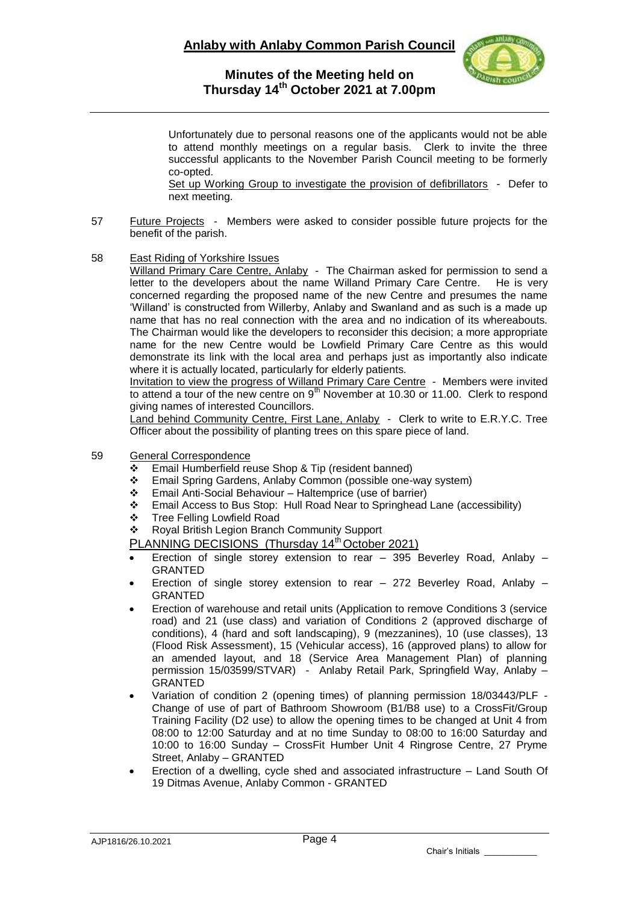Unfortunately due to personal reasons one of the applicants would not be able to attend monthly meetings on a regular basis. Clerk to invite the three successful applicants to the November Parish Council meeting to be formerly co-opted.

Set up Working Group to investigate the provision of defibrillators - Defer to next meeting.

57 Future Projects - Members were asked to consider possible future projects for the benefit of the parish.

58 East Riding of Yorkshire Issues

Willand Primary Care Centre, Anlaby - The Chairman asked for permission to send a letter to the developers about the name Willand Primary Care Centre. He is very concerned regarding the proposed name of the new Centre and presumes the name 'Willand' is constructed from Willerby, Anlaby and Swanland and as such is a made up name that has no real connection with the area and no indication of its whereabouts. The Chairman would like the developers to reconsider this decision; a more appropriate name for the new Centre would be Lowfield Primary Care Centre as this would demonstrate its link with the local area and perhaps just as importantly also indicate where it is actually located, particularly for elderly patients.

Invitation to view the progress of Willand Primary Care Centre - Members were invited to attend a tour of the new centre on 9th November at 10.30 or 11.00. Clerk to respond giving names of interested Councillors.

Land behind Community Centre, First Lane, Anlaby - Clerk to write to E.R.Y.C. Tree Officer about the possibility of planting trees on this spare piece of land.

59 General Correspondence

- Email Humberfield reuse Shop & Tip (resident banned)
- Email Spring Gardens, Anlaby Common (possible one-way system)
- Email Anti-Social Behaviour – Haltemprice (use of barrier)
- Email Access to Bus Stop: Hull Road Near to Springhead Lane (accessibility)
- Tree Felling Lowfield Road
- Royal British Legion Branch Community Support

PLANNING DECISIONS (Thursday 14th October 2021)

- Erection of single storey extension to rear – 395 Beverley Road, Anlaby – GRANTED
- Erection of single storey extension to rear – 272 Beverley Road, Anlaby – GRANTED
- Erection of warehouse and retail units (Application to remove Conditions 3 (service road) and 21 (use class) and variation of Conditions 2 (approved discharge of conditions), 4 (hard and soft landscaping), 9 (mezzanines), 10 (use classes), 13 (Flood Risk Assessment), 15 (Vehicular access), 16 (approved plans) to allow for an amended layout, and 18 (Service Area Management Plan) of planning permission 15/03599/STVAR) - Anlaby Retail Park, Springfield Way, Anlaby – GRANTED
- Variation of condition 2 (opening times) of planning permission 18/03443/PLF - Change of use of part of Bathroom Showroom (B1/B8 use) to a CrossFit/Group Training Facility (D2 use) to allow the opening times to be changed at Unit 4 from 08:00 to 12:00 Saturday and at no time Sunday to 08:00 to 16:00 Saturday and 10:00 to 16:00 Sunday – CrossFit Humber Unit 4 Ringrose Centre, 27 Pryme Street, Anlaby – GRANTED
- Erection of a dwelling, cycle shed and associated infrastructure – Land South Of 19 Ditmas Avenue, Anlaby Common - GRANTED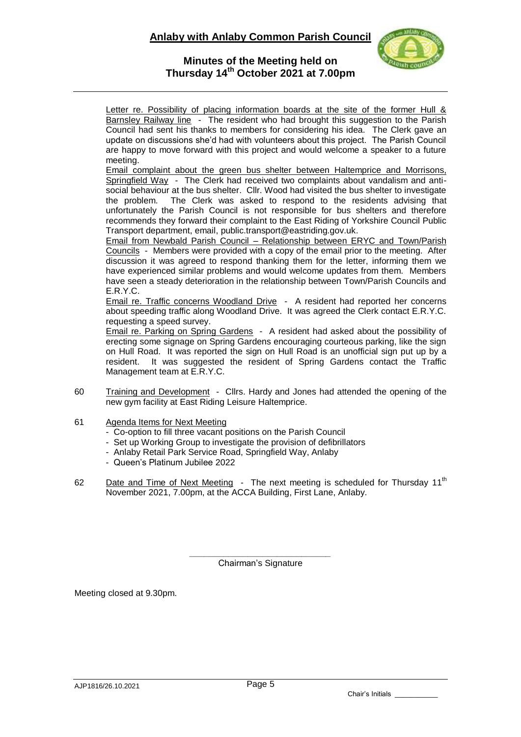Letter re. Possibility of placing information boards at the site of the former Hull & Barnsley Railway line - The resident who had brought this suggestion to the Parish Council had sent his thanks to members for considering his idea. The Clerk gave an update on discussions she'd had with volunteers about this project. The Parish Council are happy to move forward with this project and would welcome a speaker to a future meeting.

Email complaint about the green bus shelter between Haltemprice and Morrisons, Springfield Way - The Clerk had received two complaints about vandalism and anti-social behaviour at the bus shelter. Cllr. Wood had visited the bus shelter to investigate the problem. The Clerk was asked to respond to the residents advising that unfortunately the Parish Council is not responsible for bus shelters and therefore recommends they forward their complaint to the East Riding of Yorkshire Council Public Transport department, email, public.transport@eastriding.gov.uk.

Email from Newbald Parish Council – Relationship between ERYC and Town/Parish Councils - Members were provided with a copy of the email prior to the meeting. After discussion it was agreed to respond thanking them for the letter, informing them we have experienced similar problems and would welcome updates from them. Members have seen a steady deterioration in the relationship between Town/Parish Councils and E.R.Y.C.

Email re. Traffic concerns Woodland Drive - A resident had reported her concerns about speeding traffic along Woodland Drive. It was agreed the Clerk contact E.R.Y.C. requesting a speed survey.

Email re. Parking on Spring Gardens - A resident had asked about the possibility of erecting some signage on Spring Gardens encouraging courteous parking, like the sign on Hull Road. It was reported the sign on Hull Road is an unofficial sign put up by a resident. It was suggested the resident of Spring Gardens contact the Traffic Management team at E.R.Y.C.

60 Training and Development - Cllrs. Hardy and Jones had attended the opening of the new gym facility at East Riding Leisure Haltemprice.

61 Agenda Items for Next Meeting
- Co-option to fill three vacant positions on the Parish Council
- Set up Working Group to investigate the provision of defibrillators
- Anlaby Retail Park Service Road, Springfield Way, Anlaby
- Queen's Platinum Jubilee 2022

62 Date and Time of Next Meeting - The next meeting is scheduled for Thursday 11th November 2021, 7.00pm, at the ACCA Building, First Lane, Anlaby.

\_\_\_\_\_\_\_\_\_\_\_\_\_\_\_\_\_\_\_\_\_\_\_\_\_\_\_\_\_\_
Chairman's Signature

Meeting closed at 9.30pm.